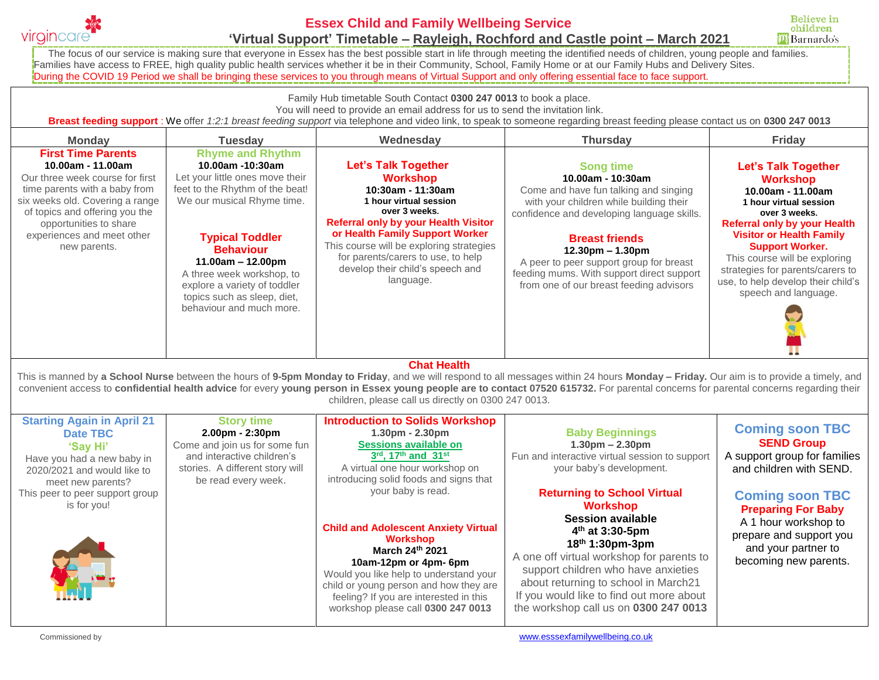# Essex Child and Family Wellbeing Service

## 'Virtual Support' Timetable – Rayleigh, Rochford and Castle point – March 2021

The focus of our service is making sure that everyone in Essex has the best possible start in life through meeting the identified needs of children, young people and families. Families have access to FREE, high quality public health services whether it be in their Community, School, Family Home or at our Family Hubs and Delivery Sites.
During the COVID 19 Period we shall be bringing these services to you through means of Virtual Support and only offering essential face to face support.

Family Hub timetable South Contact **0300 247 0013** to book a place.
You will need to provide an email address for us to send the invitation link.
**Breast feeding support** : We offer *1:2:1 breast feeding support* via telephone and video link, to speak to someone regarding breast feeding please contact us on **0300 247 0013**

| Monday | Tuesday | Wednesday | Thursday | Friday |
|---|---|---|---|---|
| **First Time Parents**<br>**10.00am - 11.00am**<br>Our three week course for first time parents with a baby from six weeks old. Covering a range of topics and offering you the opportunities to share experiences and meet other new parents. | **Rhyme and Rhythm**<br>**10.00am -10:30am**<br>Let your little ones move their feet to the Rhythm of the beat! We our musical Rhyme time.<br><br>**Typical Toddler Behaviour**<br>**11.00am – 12.00pm**<br>A three week workshop, to explore a variety of toddler topics such as sleep, diet, behaviour and much more. | **Let's Talk Together Workshop**<br>**10:30am - 11:30am**<br>**1 hour virtual session over 3 weeks.**<br>**Referral only by your Health Visitor or Health Family Support Worker**<br>This course will be exploring strategies for parents/carers to use, to help develop their child's speech and language. | **Song time**<br>**10.00am - 10:30am**<br>Come and have fun talking and singing with your children while building their confidence and developing language skills.<br><br>**Breast friends**<br>**12.30pm – 1.30pm**<br>A peer to peer support group for breast feeding mums. With support direct support from one of our breast feeding advisors | **Let's Talk Together Workshop**<br>**10.00am - 11.00am**<br>**1 hour virtual session over 3 weeks.**<br>**Referral only by your Health Visitor or Health Family Support Worker.**<br>This course will be exploring strategies for parents/carers to use, to help develop their child's speech and language. |

**Chat Health**
This is manned by **a School Nurse** between the hours of **9-5pm Monday to Friday**, and we will respond to all messages within 24 hours **Monday – Friday.** Our aim is to provide a timely, and convenient access to **confidential health advice** for every **young person in Essex young people are to contact 07520 615732.** For parental concerns for parental concerns regarding their children, please call us directly on 0300 247 0013.

| Monday | Tuesday | Wednesday | Thursday | Friday |
|---|---|---|---|---|
| **Starting Again in April 21 Date TBC**<br>**'Say Hi'**<br>Have you had a new baby in 2020/2021 and would like to meet new parents?<br>This peer to peer support group is for you! | **Story time**<br>**2.00pm - 2:30pm**<br>Come and join us for some fun and interactive children's stories. A different story will be read every week. | **Introduction to Solids Workshop**<br>**1.30pm - 2.30pm**<br>**Sessions available on 3rd, 17th and 31st**<br>A virtual one hour workshop on introducing solid foods and signs that your baby is read.<br><br>**Child and Adolescent Anxiety Virtual Workshop**<br>**March 24th 2021**<br>**10am-12pm or 4pm- 6pm**<br>Would you like help to understand your child or young person and how they are feeling? If you are interested in this workshop please call **0300 247 0013** | **Baby Beginnings**<br>**1.30pm – 2.30pm**<br>Fun and interactive virtual session to support your baby's development.<br><br>**Returning to School Virtual Workshop**<br>**Session available**<br>**4th at 3:30-5pm**<br>**18th 1:30pm-3pm**<br>A one off virtual workshop for parents to support children who have anxieties about returning to school in March21<br>If you would like to find out more about the workshop call us on **0300 247 0013** | **Coming soon TBC**<br>**SEND Group**<br>A support group for families and children with SEND.<br><br>**Coming soon TBC**<br>**Preparing For Baby**<br>A 1 hour workshop to prepare and support you and your partner to becoming new parents. |

Commissioned by

www.esssexfamilywellbeing.co.uk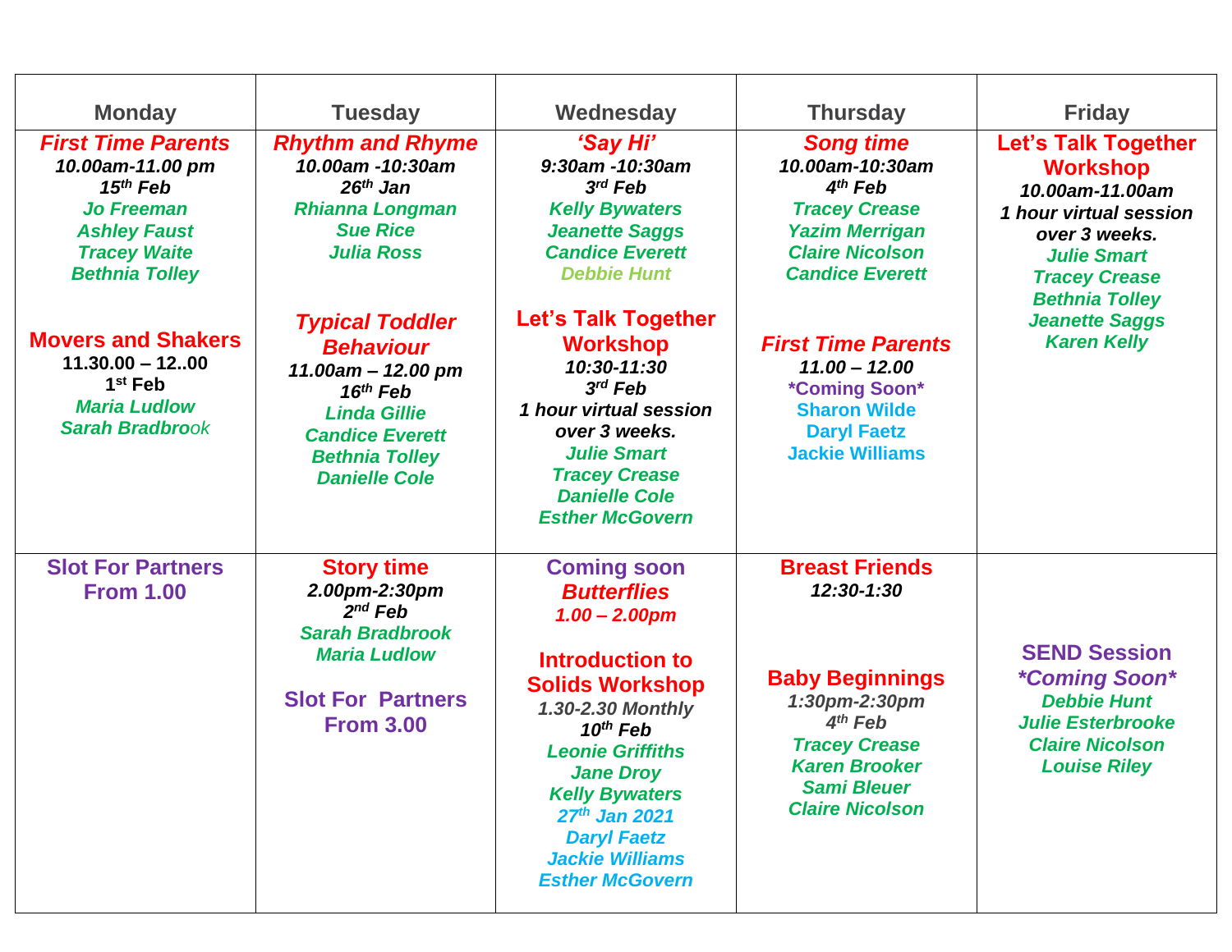| Monday | Tuesday | Wednesday | Thursday | Friday |
|---|---|---|---|---|
| ***First Time Parents***<br>***10.00am-11.00 pm***<br>***15th Feb***<br>***Jo Freeman***<br>***Ashley Faust***<br>***Tracey Waite***<br>***Bethnia Tolley***<br><br>**Movers and Shakers**<br>**11.30.00 – 12..00**<br>**1st Feb**<br>***Maria Ludlow***<br>***Sarah Bradbrook*** | ***Rhythm and Rhyme***<br>***10.00am -10:30am***<br>***26th Jan***<br>***Rhianna Longman***<br>***Sue Rice***<br>***Julia Ross***<br><br>***Typical Toddler Behaviour***<br>***11.00am – 12.00 pm***<br>***16th Feb***<br>***Linda Gillie***<br>***Candice Everett***<br>***Bethnia Tolley***<br>***Danielle Cole*** | ***'Say Hi'***<br>***9:30am -10:30am***<br>***3rd Feb***<br>***Kelly Bywaters***<br>***Jeanette Saggs***<br>***Candice Everett***<br>***Debbie Hunt***<br><br>**Let's Talk Together Workshop**<br>***10:30-11:30***<br>***3rd Feb***<br>***1 hour virtual session over 3 weeks.***<br>***Julie Smart***<br>***Tracey Crease***<br>***Danielle Cole***<br>***Esther McGovern*** | ***Song time***<br>***10.00am-10:30am***<br>***4th Feb***<br>***Tracey Crease***<br>***Yazim Merrigan***<br>***Claire Nicolson***<br>***Candice Everett***<br><br>***First Time Parents***<br>***11.00 – 12.00***<br>**\*Coming Soon\***<br>**Sharon Wilde**<br>**Daryl Faetz**<br>**Jackie Williams** | **Let's Talk Together Workshop**<br>***10.00am-11.00am***<br>***1 hour virtual session over 3 weeks.***<br>***Julie Smart***<br>***Tracey Crease***<br>***Bethnia Tolley***<br>***Jeanette Saggs***<br>***Karen Kelly*** |
| **Slot For Partners From 1.00** | **Story time**<br>***2.00pm-2:30pm***<br>***2nd Feb***<br>***Sarah Bradbrook***<br>***Maria Ludlow***<br><br>**Slot For Partners From 3.00** | **Coming soon**<br>***Butterflies***<br>***1.00 – 2.00pm***<br><br>**Introduction to Solids Workshop**<br>***1.30-2.30 Monthly***<br>***10th Feb***<br>***Leonie Griffiths***<br>***Jane Droy***<br>***Kelly Bywaters***<br>***27th Jan 2021***<br>***Daryl Faetz***<br>***Jackie Williams***<br>***Esther McGovern*** | **Breast Friends**<br>***12:30-1:30***<br><br>**Baby Beginnings**<br>***1:30pm-2:30pm***<br>***4th Feb***<br>***Tracey Crease***<br>***Karen Brooker***<br>***Sami Bleuer***<br>***Claire Nicolson*** | **SEND Session**<br>***\*Coming Soon\****<br>***Debbie Hunt***<br>***Julie Esterbrooke***<br>***Claire Nicolson***<br>***Louise Riley*** |